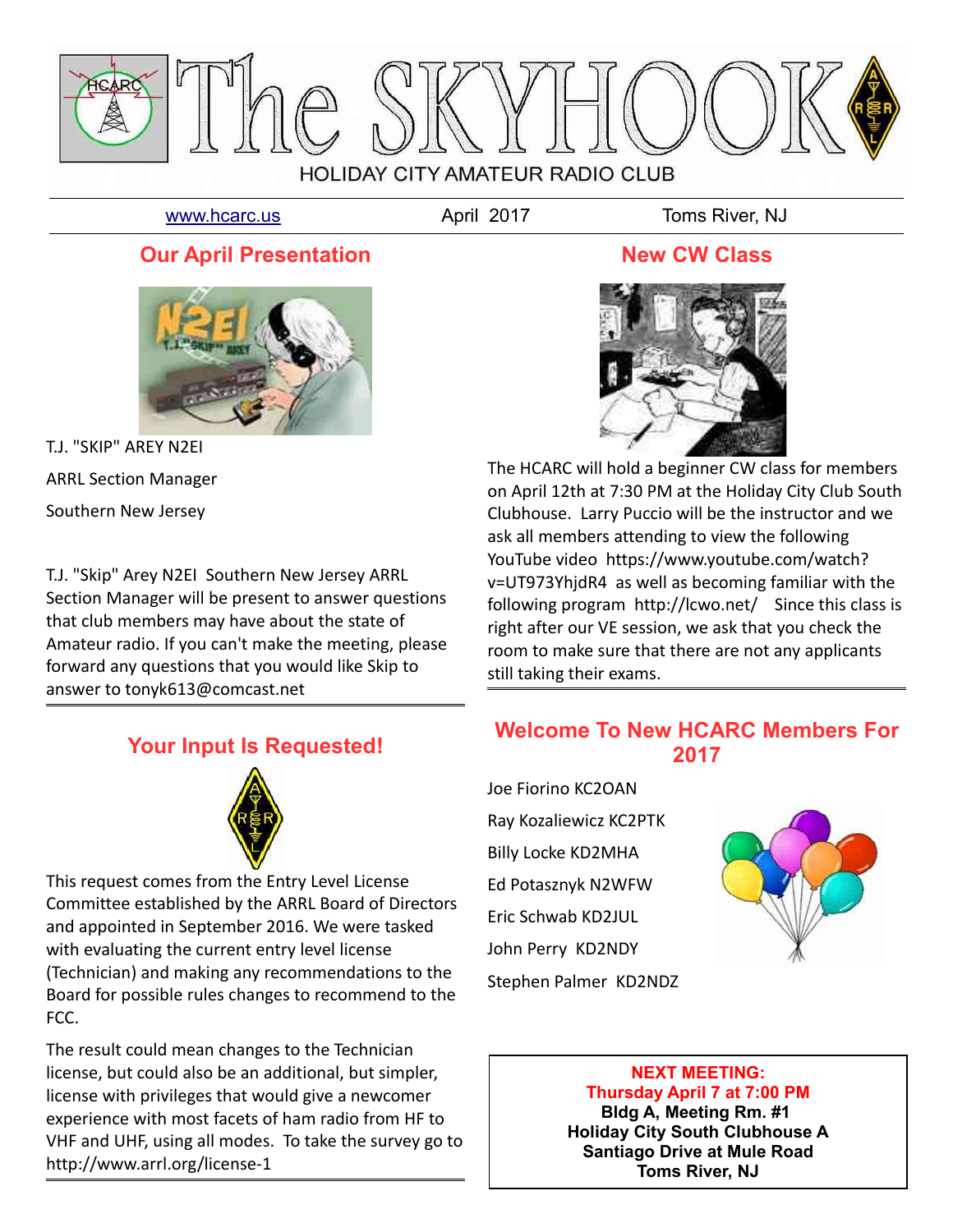# The SKYHOOK

HOLIDAY CITY AMATEUR RADIO CLUB

www.hcarc.us April 2017 Toms River, NJ

## Our April Presentation

T.J. "SKIP" AREY N2EI

ARRL Section Manager

Southern New Jersey

T.J. "Skip" Arey N2EI Southern New Jersey ARRL Section Manager will be present to answer questions that club members may have about the state of Amateur radio. If you can't make the meeting, please forward any questions that you would like Skip to answer to tonyk613@comcast.net

## Your Input Is Requested!

This request comes from the Entry Level License Committee established by the ARRL Board of Directors and appointed in September 2016. We were tasked with evaluating the current entry level license (Technician) and making any recommendations to the Board for possible rules changes to recommend to the FCC.

The result could mean changes to the Technician license, but could also be an additional, but simpler, license with privileges that would give a newcomer experience with most facets of ham radio from HF to VHF and UHF, using all modes. To take the survey go to http://www.arrl.org/license-1

## New CW Class

The HCARC will hold a beginner CW class for members on April 12th at 7:30 PM at the Holiday City Club South Clubhouse. Larry Puccio will be the instructor and we ask all members attending to view the following YouTube video https://www.youtube.com/watch?v=UT973YhjdR4 as well as becoming familiar with the following program http://lcwo.net/ Since this class is right after our VE session, we ask that you check the room to make sure that there are not any applicants still taking their exams.

## Welcome To New HCARC Members For 2017

Joe Fiorino KC2OAN

Ray Kozaliewicz KC2PTK

Billy Locke KD2MHA

Ed Potasznyk N2WFW

Eric Schwab KD2JUL

John Perry KD2NDY

Stephen Palmer KD2NDZ

**NEXT MEETING:**
**Thursday April 7 at 7:00 PM**
**Bldg A, Meeting Rm. #1**
**Holiday City South Clubhouse A**
**Santiago Drive at Mule Road**
**Toms River, NJ**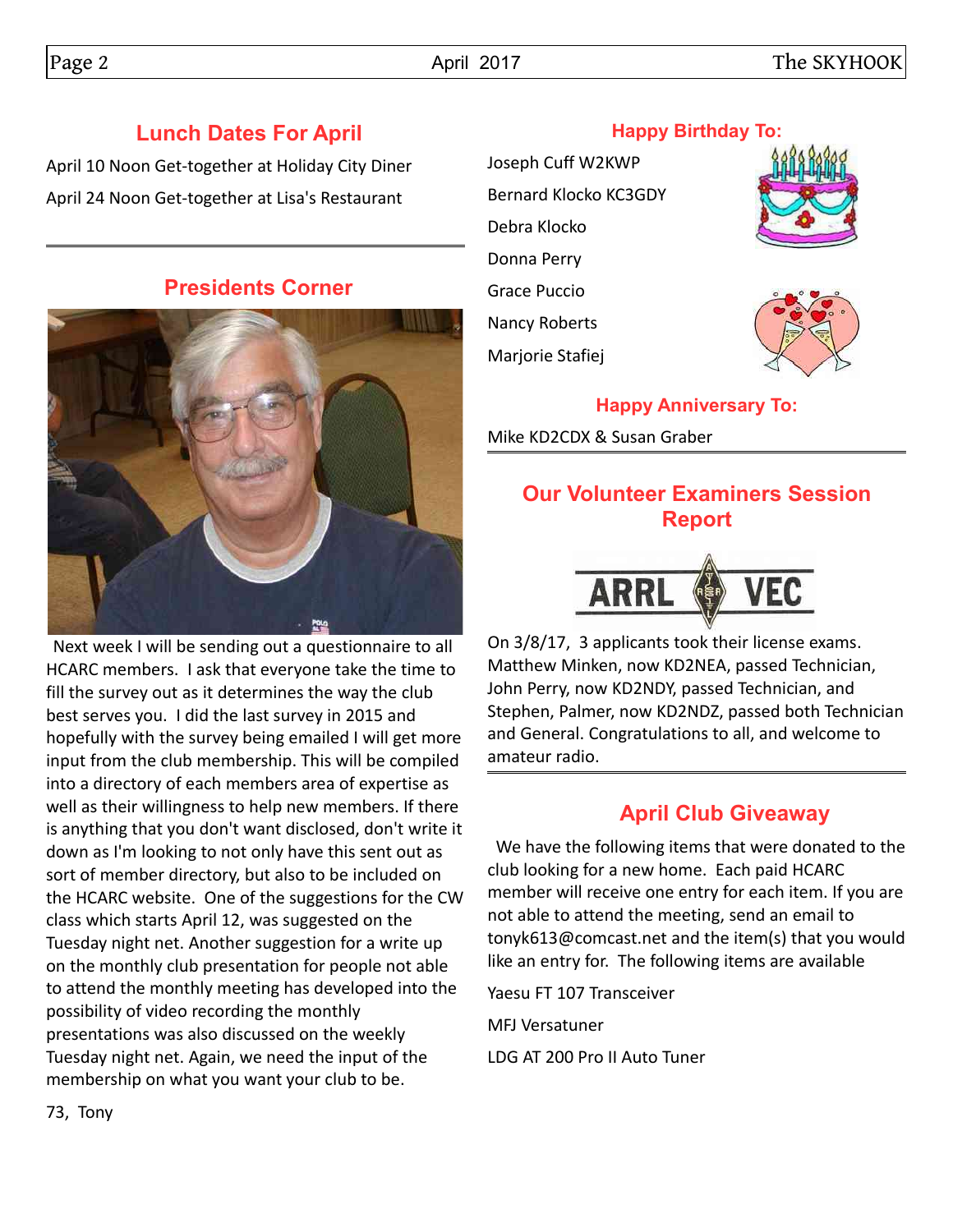## Lunch Dates For April

April 10 Noon Get-together at Holiday City Diner

April 24 Noon Get-together at Lisa's Restaurant

## Presidents Corner

Next week I will be sending out a questionnaire to all HCARC members. I ask that everyone take the time to fill the survey out as it determines the way the club best serves you. I did the last survey in 2015 and hopefully with the survey being emailed I will get more input from the club membership. This will be compiled into a directory of each members area of expertise as well as their willingness to help new members. If there is anything that you don't want disclosed, don't write it down as I'm looking to not only have this sent out as sort of member directory, but also to be included on the HCARC website. One of the suggestions for the CW class which starts April 12, was suggested on the Tuesday night net. Another suggestion for a write up on the monthly club presentation for people not able to attend the monthly meeting has developed into the possibility of video recording the monthly presentations was also discussed on the weekly Tuesday night net. Again, we need the input of the membership on what you want your club to be.

73, Tony

## Happy Birthday To:

Joseph Cuff W2KWP

Bernard Klocko KC3GDY

Debra Klocko

Donna Perry

Grace Puccio

Nancy Roberts

Marjorie Stafiej

## Happy Anniversary To:

Mike KD2CDX & Susan Graber

## Our Volunteer Examiners Session Report

On 3/8/17, 3 applicants took their license exams. Matthew Minken, now KD2NEA, passed Technician, John Perry, now KD2NDY, passed Technician, and Stephen, Palmer, now KD2NDZ, passed both Technician and General. Congratulations to all, and welcome to amateur radio.

## April Club Giveaway

We have the following items that were donated to the club looking for a new home. Each paid HCARC member will receive one entry for each item. If you are not able to attend the meeting, send an email to tonyk613@comcast.net and the item(s) that you would like an entry for. The following items are available

Yaesu FT 107 Transceiver

MFJ Versatuner

LDG AT 200 Pro II Auto Tuner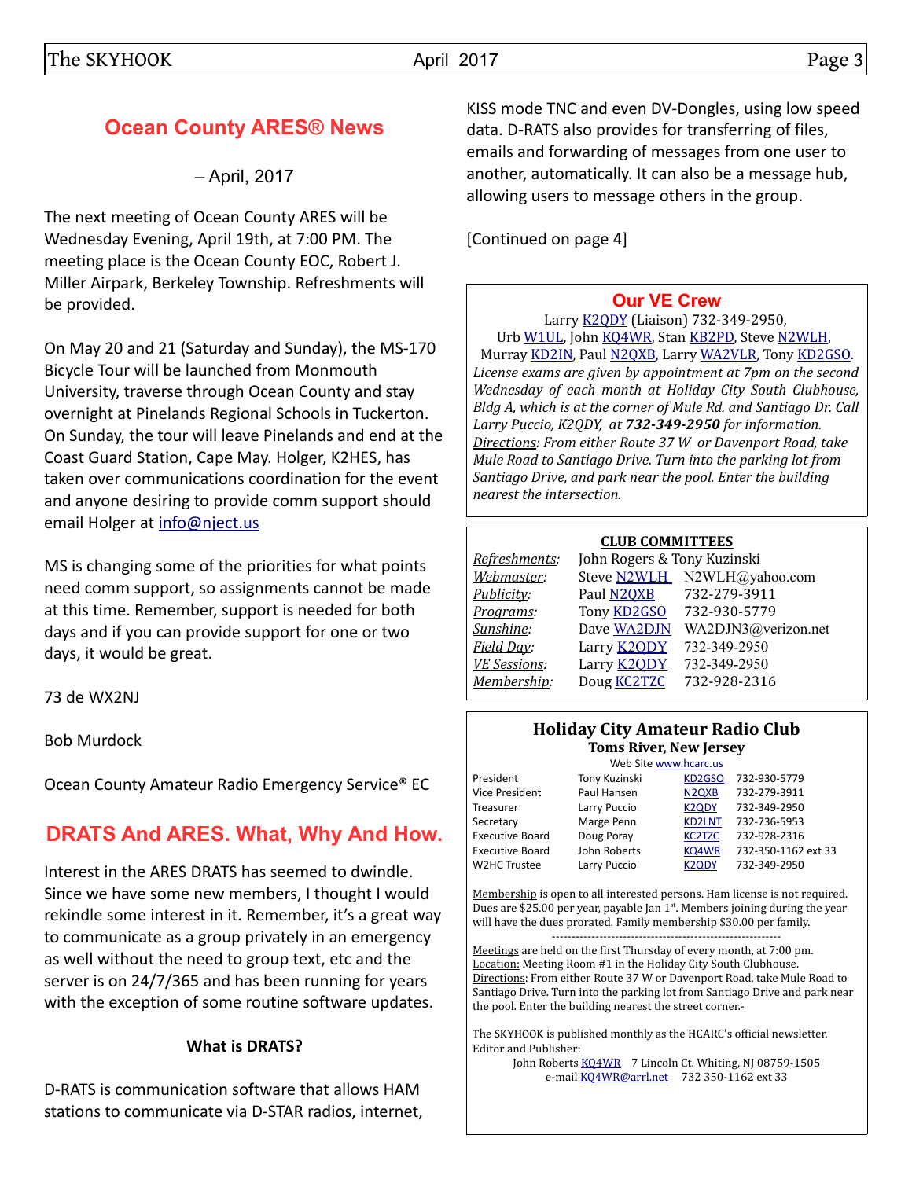## Ocean County ARES® News

– April, 2017

The next meeting of Ocean County ARES will be Wednesday Evening, April 19th, at 7:00 PM. The meeting place is the Ocean County EOC, Robert J. Miller Airpark, Berkeley Township. Refreshments will be provided.

On May 20 and 21 (Saturday and Sunday), the MS-170 Bicycle Tour will be launched from Monmouth University, traverse through Ocean County and stay overnight at Pinelands Regional Schools in Tuckerton. On Sunday, the tour will leave Pinelands and end at the Coast Guard Station, Cape May. Holger, K2HES, has taken over communications coordination for the event and anyone desiring to provide comm support should email Holger at info@nject.us

MS is changing some of the priorities for what points need comm support, so assignments cannot be made at this time. Remember, support is needed for both days and if you can provide support for one or two days, it would be great.

73 de WX2NJ

Bob Murdock

Ocean County Amateur Radio Emergency Service® EC

## DRATS And ARES. What, Why And How.

Interest in the ARES DRATS has seemed to dwindle. Since we have some new members, I thought I would rekindle some interest in it. Remember, it's a great way to communicate as a group privately in an emergency as well without the need to group text, etc and the server is on 24/7/365 and has been running for years with the exception of some routine software updates.

**What is DRATS?**

D-RATS is communication software that allows HAM stations to communicate via D-STAR radios, internet, KISS mode TNC and even DV-Dongles, using low speed data. D-RATS also provides for transferring of files, emails and forwarding of messages from one user to another, automatically. It can also be a message hub, allowing users to message others in the group.

[Continued on page 4]

### Our VE Crew

Larry K2QDY (Liaison) 732-349-2950,
Urb W1UL, John KQ4WR, Stan KB2PD, Steve N2WLH, Murray KD2IN, Paul N2QXB, Larry WA2VLR, Tony KD2GSO.

*License exams are given by appointment at 7pm on the second Wednesday of each month at Holiday City South Clubhouse, Bldg A, which is at the corner of Mule Rd. and Santiago Dr. Call Larry Puccio, K2QDY, at **732-349-2950** for information.*
*Directions: From either Route 37 W or Davenport Road, take Mule Road to Santiago Drive. Turn into the parking lot from Santiago Drive, and park near the pool. Enter the building nearest the intersection.*

### CLUB COMMITTEES

| | | |
|---|---|---|
| *Refreshments:* | John Rogers & Tony Kuzinski | |
| *Webmaster:* | Steve N2WLH | N2WLH@yahoo.com |
| *Publicity:* | Paul N2QXB | 732-279-3911 |
| *Programs:* | Tony KD2GSO | 732-930-5779 |
| *Sunshine:* | Dave WA2DJN | WA2DJN3@verizon.net |
| *Field Day:* | Larry K2QDY | 732-349-2950 |
| *VE Sessions:* | Larry K2QDY | 732-349-2950 |
| *Membership:* | Doug KC2TZC | 732-928-2316 |

### Holiday City Amateur Radio Club
**Toms River, New Jersey**

Web Site www.hcarc.us

| | | | |
|---|---|---|---|
| President | Tony Kuzinski | KD2GSO | 732-930-5779 |
| Vice President | Paul Hansen | N2QXB | 732-279-3911 |
| Treasurer | Larry Puccio | K2QDY | 732-349-2950 |
| Secretary | Marge Penn | KD2LNT | 732-736-5953 |
| Executive Board | Doug Poray | KC2TZC | 732-928-2316 |
| Executive Board | John Roberts | KQ4WR | 732-350-1162 ext 33 |
| W2HC Trustee | Larry Puccio | K2QDY | 732-349-2950 |

Membership is open to all interested persons. Ham license is not required. Dues are $25.00 per year, payable Jan 1st. Members joining during the year will have the dues prorated. Family membership $30.00 per family.

---

Meetings are held on the first Thursday of every month, at 7:00 pm.
Location: Meeting Room #1 in the Holiday City South Clubhouse.
Directions: From either Route 37 W or Davenport Road, take Mule Road to Santiago Drive. Turn into the parking lot from Santiago Drive and park near the pool. Enter the building nearest the street corner.-

The SKYHOOK is published monthly as the HCARC's official newsletter.
Editor and Publisher:
John Roberts KQ4WR 7 Lincoln Ct. Whiting, NJ 08759-1505
e-mail KQ4WR@arrl.net 732 350-1162 ext 33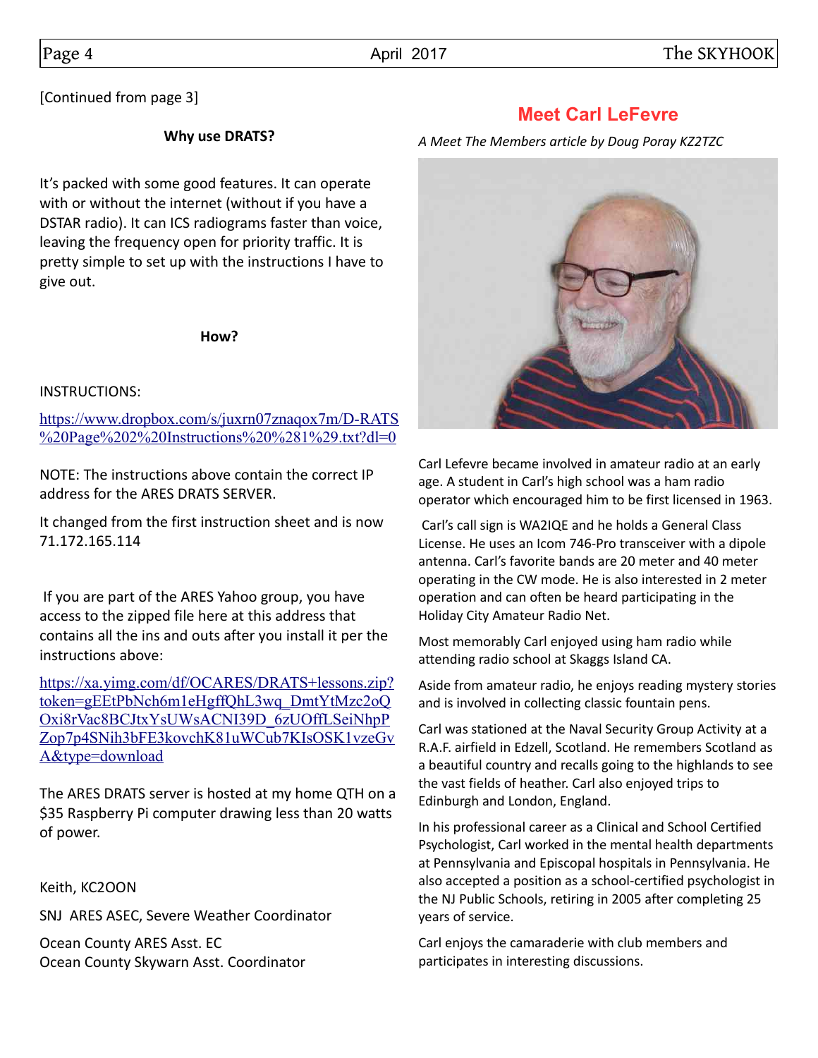[Continued from page 3]

**Why use DRATS?**

It's packed with some good features. It can operate with or without the internet (without if you have a DSTAR radio). It can ICS radiograms faster than voice, leaving the frequency open for priority traffic. It is pretty simple to set up with the instructions I have to give out.

**How?**

INSTRUCTIONS:

https://www.dropbox.com/s/juxrn07znaqox7m/D-RATS%20Page%202%20Instructions%20%281%29.txt?dl=0

NOTE: The instructions above contain the correct IP address for the ARES DRATS SERVER.

It changed from the first instruction sheet and is now 71.172.165.114

If you are part of the ARES Yahoo group, you have access to the zipped file here at this address that contains all the ins and outs after you install it per the instructions above:

https://xa.yimg.com/df/OCARES/DRATS+lessons.zip?token=gEEtPbNch6m1eHgffQhL3wq_DmtYtMzc2oQOxi8rVac8BCJtxYsUWsACNI39D_6zUOffLSeiNhpPZop7p4SNih3bFE3kovchK81uWCub7KIsOSK1vzeGvA&type=download

The ARES DRATS server is hosted at my home QTH on a $35 Raspberry Pi computer drawing less than 20 watts of power.

Keith, KC2OON

SNJ ARES ASEC, Severe Weather Coordinator

Ocean County ARES Asst. EC
Ocean County Skywarn Asst. Coordinator

## Meet Carl LeFevre

*A Meet The Members article by Doug Poray KZ2TZC*

Carl Lefevre became involved in amateur radio at an early age. A student in Carl's high school was a ham radio operator which encouraged him to be first licensed in 1963.

Carl's call sign is WA2IQE and he holds a General Class License. He uses an Icom 746-Pro transceiver with a dipole antenna. Carl's favorite bands are 20 meter and 40 meter operating in the CW mode. He is also interested in 2 meter operation and can often be heard participating in the Holiday City Amateur Radio Net.

Most memorably Carl enjoyed using ham radio while attending radio school at Skaggs Island CA.

Aside from amateur radio, he enjoys reading mystery stories and is involved in collecting classic fountain pens.

Carl was stationed at the Naval Security Group Activity at a R.A.F. airfield in Edzell, Scotland. He remembers Scotland as a beautiful country and recalls going to the highlands to see the vast fields of heather. Carl also enjoyed trips to Edinburgh and London, England.

In his professional career as a Clinical and School Certified Psychologist, Carl worked in the mental health departments at Pennsylvania and Episcopal hospitals in Pennsylvania. He also accepted a position as a school-certified psychologist in the NJ Public Schools, retiring in 2005 after completing 25 years of service.

Carl enjoys the camaraderie with club members and participates in interesting discussions.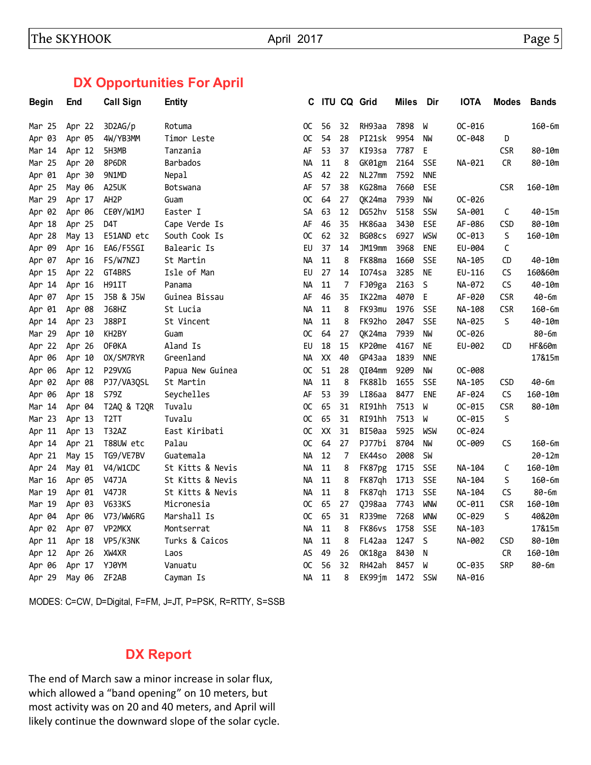## DX Opportunities For April

| Begin | End | Call Sign | Entity | C | ITU | CQ | Grid | Miles | Dir | IOTA | Modes | Bands |
|---|---|---|---|---|---|---|---|---|---|---|---|---|
| Mar 25 | Apr 22 | 3D2AG/p | Rotuma | OC | 56 | 32 | RH93aa | 7898 | W | OC-016 | | 160-6m |
| Apr 03 | Apr 05 | 4W/YB3MM | Timor Leste | OC | 54 | 28 | PI21sk | 9954 | NW | OC-048 | D | |
| Mar 14 | Apr 12 | 5H3MB | Tanzania | AF | 53 | 37 | KI93sa | 7787 | E | | CSR | 80-10m |
| Mar 25 | Apr 20 | 8P6DR | Barbados | NA | 11 | 8 | GK01gm | 2164 | SSE | NA-021 | CR | 80-10m |
| Apr 01 | Apr 30 | 9N1MD | Nepal | AS | 42 | 22 | NL27mm | 7592 | NNE | | | |
| Apr 25 | May 06 | A25UK | Botswana | AF | 57 | 38 | KG28ma | 7660 | ESE | | CSR | 160-10m |
| Mar 29 | Apr 17 | AH2P | Guam | OC | 64 | 27 | QK24ma | 7939 | NW | OC-026 | | |
| Apr 02 | Apr 06 | CE0Y/W1MJ | Easter I | SA | 63 | 12 | DG52hv | 5158 | SSW | SA-001 | C | 40-15m |
| Apr 18 | Apr 25 | D4T | Cape Verde Is | AF | 46 | 35 | HK86aa | 3430 | ESE | AF-086 | CSD | 80-10m |
| Apr 28 | May 13 | E51AND etc | South Cook Is | OC | 62 | 32 | BG08cs | 6927 | WSW | OC-013 | S | 160-10m |
| Apr 09 | Apr 16 | EA6/F5SGI | Balearic Is | EU | 37 | 14 | JM19mm | 3968 | ENE | EU-004 | C | |
| Apr 07 | Apr 16 | FS/W7NZJ | St Martin | NA | 11 | 8 | FK88ma | 1660 | SSE | NA-105 | CD | 40-10m |
| Apr 15 | Apr 22 | GT4BRS | Isle of Man | EU | 27 | 14 | IO74sa | 3285 | NE | EU-116 | CS | 160&60m |
| Apr 14 | Apr 16 | H91IT | Panama | NA | 11 | 7 | FJ09ga | 2163 | S | NA-072 | CS | 40-10m |
| Apr 07 | Apr 15 | J5B & J5W | Guinea Bissau | AF | 46 | 35 | IK22ma | 4070 | E | AF-020 | CSR | 40-6m |
| Apr 01 | Apr 08 | J68HZ | St Lucia | NA | 11 | 8 | FK93mu | 1976 | SSE | NA-108 | CSR | 160-6m |
| Apr 14 | Apr 23 | J88PI | St Vincent | NA | 11 | 8 | FK92ho | 2047 | SSE | NA-025 | S | 40-10m |
| Mar 29 | Apr 10 | KH2BY | Guam | OC | 64 | 27 | QK24ma | 7939 | NW | OC-026 | | 80-6m |
| Apr 22 | Apr 26 | OF0KA | Aland Is | EU | 18 | 15 | KP20me | 4167 | NE | EU-002 | CD | HF&60m |
| Apr 06 | Apr 10 | OX/SM7RYR | Greenland | NA | XX | 40 | GP43aa | 1839 | NNE | | | 17&15m |
| Apr 06 | Apr 12 | P29VXG | Papua New Guinea | OC | 51 | 28 | QI04mm | 9209 | NW | OC-008 | | |
| Apr 02 | Apr 08 | PJ7/VA3QSL | St Martin | NA | 11 | 8 | FK88lb | 1655 | SSE | NA-105 | CSD | 40-6m |
| Apr 06 | Apr 18 | S79Z | Seychelles | AF | 53 | 39 | LI86aa | 8477 | ENE | AF-024 | CS | 160-10m |
| Mar 14 | Apr 04 | T2AQ & T2QR | Tuvalu | OC | 65 | 31 | RI91hh | 7513 | W | OC-015 | CSR | 80-10m |
| Mar 23 | Apr 13 | T2TT | Tuvalu | OC | 65 | 31 | RI91hh | 7513 | W | OC-015 | S | |
| Apr 11 | Apr 13 | T32AZ | East Kiribati | OC | XX | 31 | BI50aa | 5925 | WSW | OC-024 | | |
| Apr 14 | Apr 21 | T88UW etc | Palau | OC | 64 | 27 | PJ77bi | 8704 | NW | OC-009 | CS | 160-6m |
| Apr 21 | May 15 | TG9/VE7BV | Guatemala | NA | 12 | 7 | EK44so | 2008 | SW | | | 20-12m |
| Apr 24 | May 01 | V4/W1CDC | St Kitts & Nevis | NA | 11 | 8 | FK87pg | 1715 | SSE | NA-104 | C | 160-10m |
| Mar 16 | Apr 05 | V47JA | St Kitts & Nevis | NA | 11 | 8 | FK87qh | 1713 | SSE | NA-104 | S | 160-6m |
| Mar 19 | Apr 01 | V47JR | St Kitts & Nevis | NA | 11 | 8 | FK87qh | 1713 | SSE | NA-104 | CS | 80-6m |
| Mar 19 | Apr 03 | V633KS | Micronesia | OC | 65 | 27 | QJ98aa | 7743 | WNW | OC-011 | CSR | 160-10m |
| Apr 04 | Apr 06 | V73/WW6RG | Marshall Is | OC | 65 | 31 | RJ39me | 7268 | WNW | OC-029 | S | 40&20m |
| Apr 02 | Apr 07 | VP2MKX | Montserrat | NA | 11 | 8 | FK86vs | 1758 | SSE | NA-103 | | 17&15m |
| Apr 11 | Apr 18 | VP5/K3NK | Turks & Caicos | NA | 11 | 8 | FL42aa | 1247 | S | NA-002 | CSD | 80-10m |
| Apr 12 | Apr 26 | XW4XR | Laos | AS | 49 | 26 | OK18ga | 8430 | N | | CR | 160-10m |
| Apr 06 | Apr 17 | YJ0YM | Vanuatu | OC | 56 | 32 | RH42ah | 8457 | W | OC-035 | SRP | 80-6m |
| Apr 29 | May 06 | ZF2AB | Cayman Is | NA | 11 | 8 | EK99jm | 1472 | SSW | NA-016 | | |

MODES: C=CW, D=Digital, F=FM, J=JT, P=PSK, R=RTTY, S=SSB

## DX Report

The end of March saw a minor increase in solar flux, which allowed a "band opening" on 10 meters, but most activity was on 20 and 40 meters, and April will likely continue the downward slope of the solar cycle.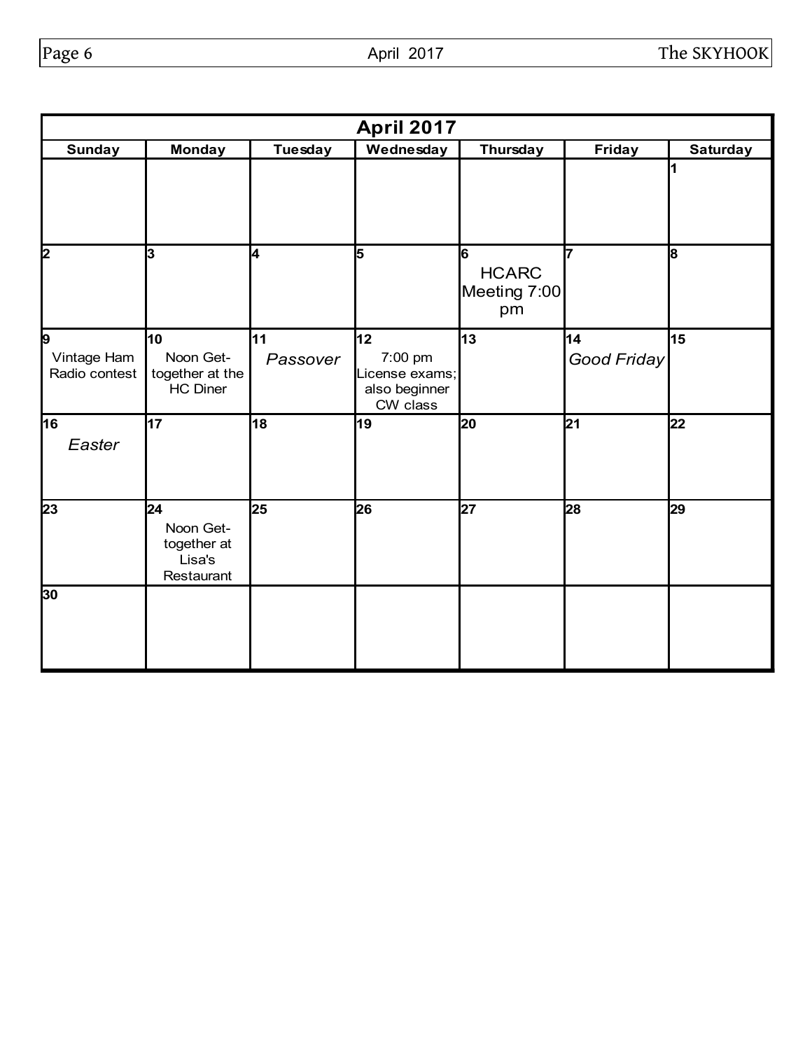## April 2017

| Sunday | Monday | Tuesday | Wednesday | Thursday | Friday | Saturday |
|---|---|---|---|---|---|---|
| | | | | | | 1 |
| 2 | 3 | 4 | 5 | 6 HCARC Meeting 7:00 pm | 7 | 8 |
| 9 Vintage Ham Radio contest | 10 Noon Get-together at the HC Diner | 11 *Passover* | 12 7:00 pm License exams; also beginner CW class | 13 | 14 *Good Friday* | 15 |
| 16 *Easter* | 17 | 18 | 19 | 20 | 21 | 22 |
| 23 | 24 Noon Get-together at Lisa's Restaurant | 25 | 26 | 27 | 28 | 29 |
| 30 | | | | | | |